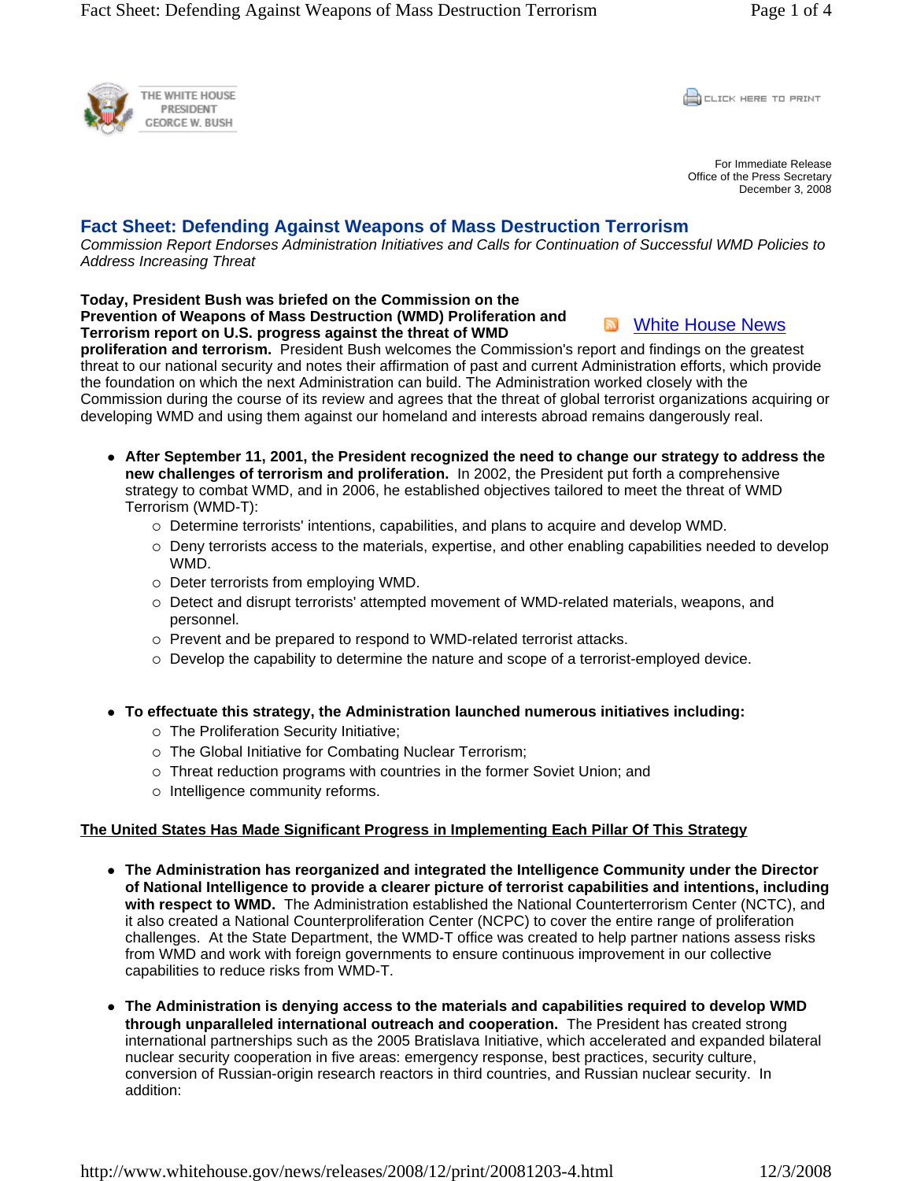THE WHITE HOUSE
PRESIDENT
GEORGE W. BUSH

For Immediate Release
Office of the Press Secretary
December 3, 2008

# Fact Sheet: Defending Against Weapons of Mass Destruction Terrorism

*Commission Report Endorses Administration Initiatives and Calls for Continuation of Successful WMD Policies to Address Increasing Threat*

White House News

**Today, President Bush was briefed on the Commission on the Prevention of Weapons of Mass Destruction (WMD) Proliferation and Terrorism report on U.S. progress against the threat of WMD proliferation and terrorism.** President Bush welcomes the Commission's report and findings on the greatest threat to our national security and notes their affirmation of past and current Administration efforts, which provide the foundation on which the next Administration can build. The Administration worked closely with the Commission during the course of its review and agrees that the threat of global terrorist organizations acquiring or developing WMD and using them against our homeland and interests abroad remains dangerously real.

- **After September 11, 2001, the President recognized the need to change our strategy to address the new challenges of terrorism and proliferation.** In 2002, the President put forth a comprehensive strategy to combat WMD, and in 2006, he established objectives tailored to meet the threat of WMD Terrorism (WMD-T):
  - Determine terrorists' intentions, capabilities, and plans to acquire and develop WMD.
  - Deny terrorists access to the materials, expertise, and other enabling capabilities needed to develop WMD.
  - Deter terrorists from employing WMD.
  - Detect and disrupt terrorists' attempted movement of WMD-related materials, weapons, and personnel.
  - Prevent and be prepared to respond to WMD-related terrorist attacks.
  - Develop the capability to determine the nature and scope of a terrorist-employed device.

- **To effectuate this strategy, the Administration launched numerous initiatives including:**
  - The Proliferation Security Initiative;
  - The Global Initiative for Combating Nuclear Terrorism;
  - Threat reduction programs with countries in the former Soviet Union; and
  - Intelligence community reforms.

## The United States Has Made Significant Progress in Implementing Each Pillar Of This Strategy

- **The Administration has reorganized and integrated the Intelligence Community under the Director of National Intelligence to provide a clearer picture of terrorist capabilities and intentions, including with respect to WMD.** The Administration established the National Counterterrorism Center (NCTC), and it also created a National Counterproliferation Center (NCPC) to cover the entire range of proliferation challenges. At the State Department, the WMD-T office was created to help partner nations assess risks from WMD and work with foreign governments to ensure continuous improvement in our collective capabilities to reduce risks from WMD-T.

- **The Administration is denying access to the materials and capabilities required to develop WMD through unparalleled international outreach and cooperation.** The President has created strong international partnerships such as the 2005 Bratislava Initiative, which accelerated and expanded bilateral nuclear security cooperation in five areas: emergency response, best practices, security culture, conversion of Russian-origin research reactors in third countries, and Russian nuclear security. In addition: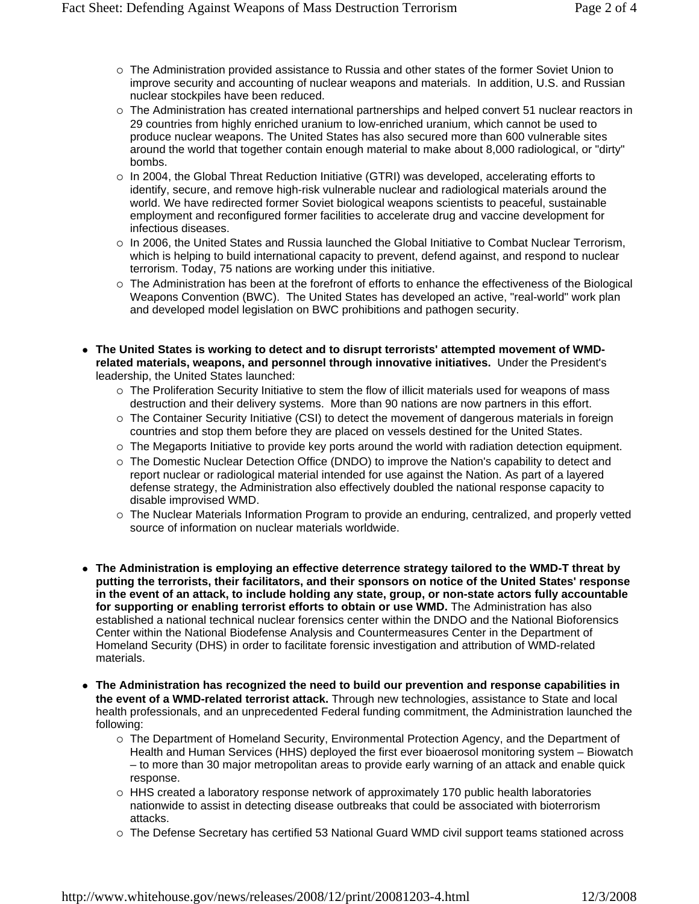- The Administration provided assistance to Russia and other states of the former Soviet Union to improve security and accounting of nuclear weapons and materials. In addition, U.S. and Russian nuclear stockpiles have been reduced.
  - The Administration has created international partnerships and helped convert 51 nuclear reactors in 29 countries from highly enriched uranium to low-enriched uranium, which cannot be used to produce nuclear weapons. The United States has also secured more than 600 vulnerable sites around the world that together contain enough material to make about 8,000 radiological, or "dirty" bombs.
  - In 2004, the Global Threat Reduction Initiative (GTRI) was developed, accelerating efforts to identify, secure, and remove high-risk vulnerable nuclear and radiological materials around the world. We have redirected former Soviet biological weapons scientists to peaceful, sustainable employment and reconfigured former facilities to accelerate drug and vaccine development for infectious diseases.
  - In 2006, the United States and Russia launched the Global Initiative to Combat Nuclear Terrorism, which is helping to build international capacity to prevent, defend against, and respond to nuclear terrorism. Today, 75 nations are working under this initiative.
  - The Administration has been at the forefront of efforts to enhance the effectiveness of the Biological Weapons Convention (BWC). The United States has developed an active, "real-world" work plan and developed model legislation on BWC prohibitions and pathogen security.

- **The United States is working to detect and to disrupt terrorists' attempted movement of WMD-related materials, weapons, and personnel through innovative initiatives.** Under the President's leadership, the United States launched:
  - The Proliferation Security Initiative to stem the flow of illicit materials used for weapons of mass destruction and their delivery systems. More than 90 nations are now partners in this effort.
  - The Container Security Initiative (CSI) to detect the movement of dangerous materials in foreign countries and stop them before they are placed on vessels destined for the United States.
  - The Megaports Initiative to provide key ports around the world with radiation detection equipment.
  - The Domestic Nuclear Detection Office (DNDO) to improve the Nation's capability to detect and report nuclear or radiological material intended for use against the Nation. As part of a layered defense strategy, the Administration also effectively doubled the national response capacity to disable improvised WMD.
  - The Nuclear Materials Information Program to provide an enduring, centralized, and properly vetted source of information on nuclear materials worldwide.

- **The Administration is employing an effective deterrence strategy tailored to the WMD-T threat by putting the terrorists, their facilitators, and their sponsors on notice of the United States' response in the event of an attack, to include holding any state, group, or non-state actors fully accountable for supporting or enabling terrorist efforts to obtain or use WMD.** The Administration has also established a national technical nuclear forensics center within the DNDO and the National Bioforensics Center within the National Biodefense Analysis and Countermeasures Center in the Department of Homeland Security (DHS) in order to facilitate forensic investigation and attribution of WMD-related materials.

- **The Administration has recognized the need to build our prevention and response capabilities in the event of a WMD-related terrorist attack.** Through new technologies, assistance to State and local health professionals, and an unprecedented Federal funding commitment, the Administration launched the following:
  - The Department of Homeland Security, Environmental Protection Agency, and the Department of Health and Human Services (HHS) deployed the first ever bioaerosol monitoring system – Biowatch – to more than 30 major metropolitan areas to provide early warning of an attack and enable quick response.
  - HHS created a laboratory response network of approximately 170 public health laboratories nationwide to assist in detecting disease outbreaks that could be associated with bioterrorism attacks.
  - The Defense Secretary has certified 53 National Guard WMD civil support teams stationed across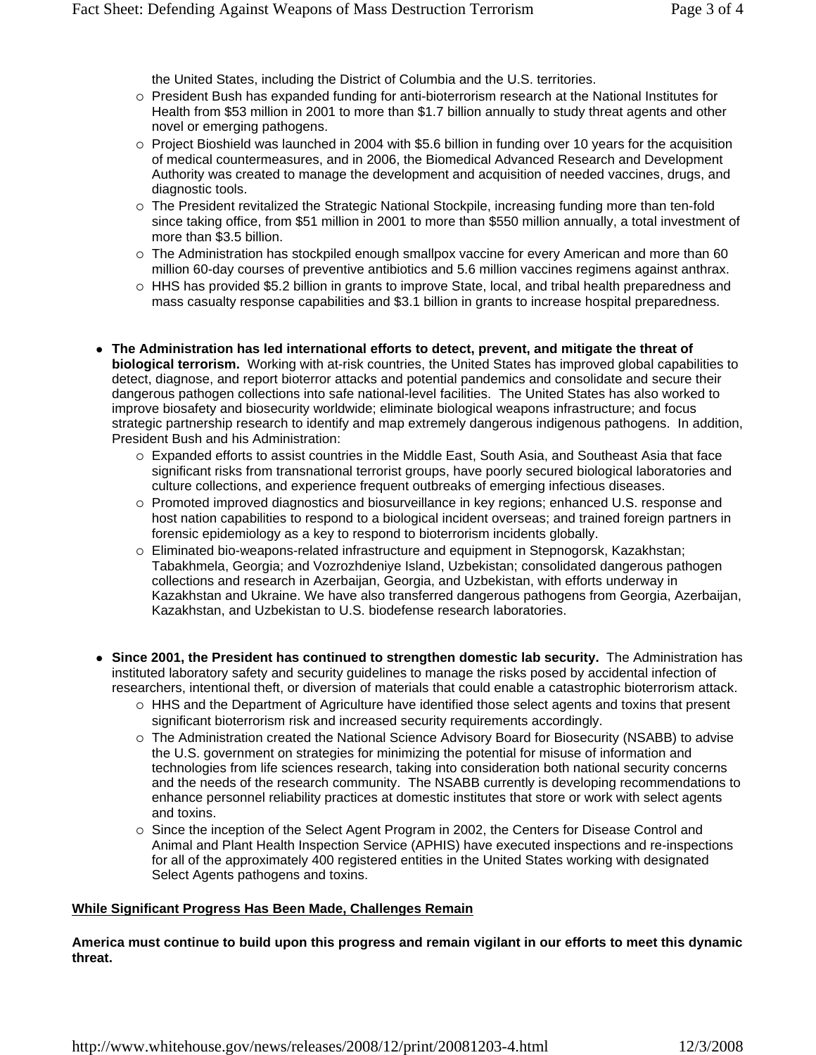the United States, including the District of Columbia and the U.S. territories.

  - President Bush has expanded funding for anti-bioterrorism research at the National Institutes for Health from $53 million in 2001 to more than $1.7 billion annually to study threat agents and other novel or emerging pathogens.
  - Project Bioshield was launched in 2004 with $5.6 billion in funding over 10 years for the acquisition of medical countermeasures, and in 2006, the Biomedical Advanced Research and Development Authority was created to manage the development and acquisition of needed vaccines, drugs, and diagnostic tools.
  - The President revitalized the Strategic National Stockpile, increasing funding more than ten-fold since taking office, from $51 million in 2001 to more than $550 million annually, a total investment of more than $3.5 billion.
  - The Administration has stockpiled enough smallpox vaccine for every American and more than 60 million 60-day courses of preventive antibiotics and 5.6 million vaccines regimens against anthrax.
  - HHS has provided $5.2 billion in grants to improve State, local, and tribal health preparedness and mass casualty response capabilities and $3.1 billion in grants to increase hospital preparedness.

- **The Administration has led international efforts to detect, prevent, and mitigate the threat of biological terrorism.** Working with at-risk countries, the United States has improved global capabilities to detect, diagnose, and report bioterror attacks and potential pandemics and consolidate and secure their dangerous pathogen collections into safe national-level facilities. The United States has also worked to improve biosafety and biosecurity worldwide; eliminate biological weapons infrastructure; and focus strategic partnership research to identify and map extremely dangerous indigenous pathogens. In addition, President Bush and his Administration:
  - Expanded efforts to assist countries in the Middle East, South Asia, and Southeast Asia that face significant risks from transnational terrorist groups, have poorly secured biological laboratories and culture collections, and experience frequent outbreaks of emerging infectious diseases.
  - Promoted improved diagnostics and biosurveillance in key regions; enhanced U.S. response and host nation capabilities to respond to a biological incident overseas; and trained foreign partners in forensic epidemiology as a key to respond to bioterrorism incidents globally.
  - Eliminated bio-weapons-related infrastructure and equipment in Stepnogorsk, Kazakhstan; Tabakhmela, Georgia; and Vozrozhdeniye Island, Uzbekistan; consolidated dangerous pathogen collections and research in Azerbaijan, Georgia, and Uzbekistan, with efforts underway in Kazakhstan and Ukraine. We have also transferred dangerous pathogens from Georgia, Azerbaijan, Kazakhstan, and Uzbekistan to U.S. biodefense research laboratories.

- **Since 2001, the President has continued to strengthen domestic lab security.** The Administration has instituted laboratory safety and security guidelines to manage the risks posed by accidental infection of researchers, intentional theft, or diversion of materials that could enable a catastrophic bioterrorism attack.
  - HHS and the Department of Agriculture have identified those select agents and toxins that present significant bioterrorism risk and increased security requirements accordingly.
  - The Administration created the National Science Advisory Board for Biosecurity (NSABB) to advise the U.S. government on strategies for minimizing the potential for misuse of information and technologies from life sciences research, taking into consideration both national security concerns and the needs of the research community. The NSABB currently is developing recommendations to enhance personnel reliability practices at domestic institutes that store or work with select agents and toxins.
  - Since the inception of the Select Agent Program in 2002, the Centers for Disease Control and Animal and Plant Health Inspection Service (APHIS) have executed inspections and re-inspections for all of the approximately 400 registered entities in the United States working with designated Select Agents pathogens and toxins.

## While Significant Progress Has Been Made, Challenges Remain

**America must continue to build upon this progress and remain vigilant in our efforts to meet this dynamic threat.**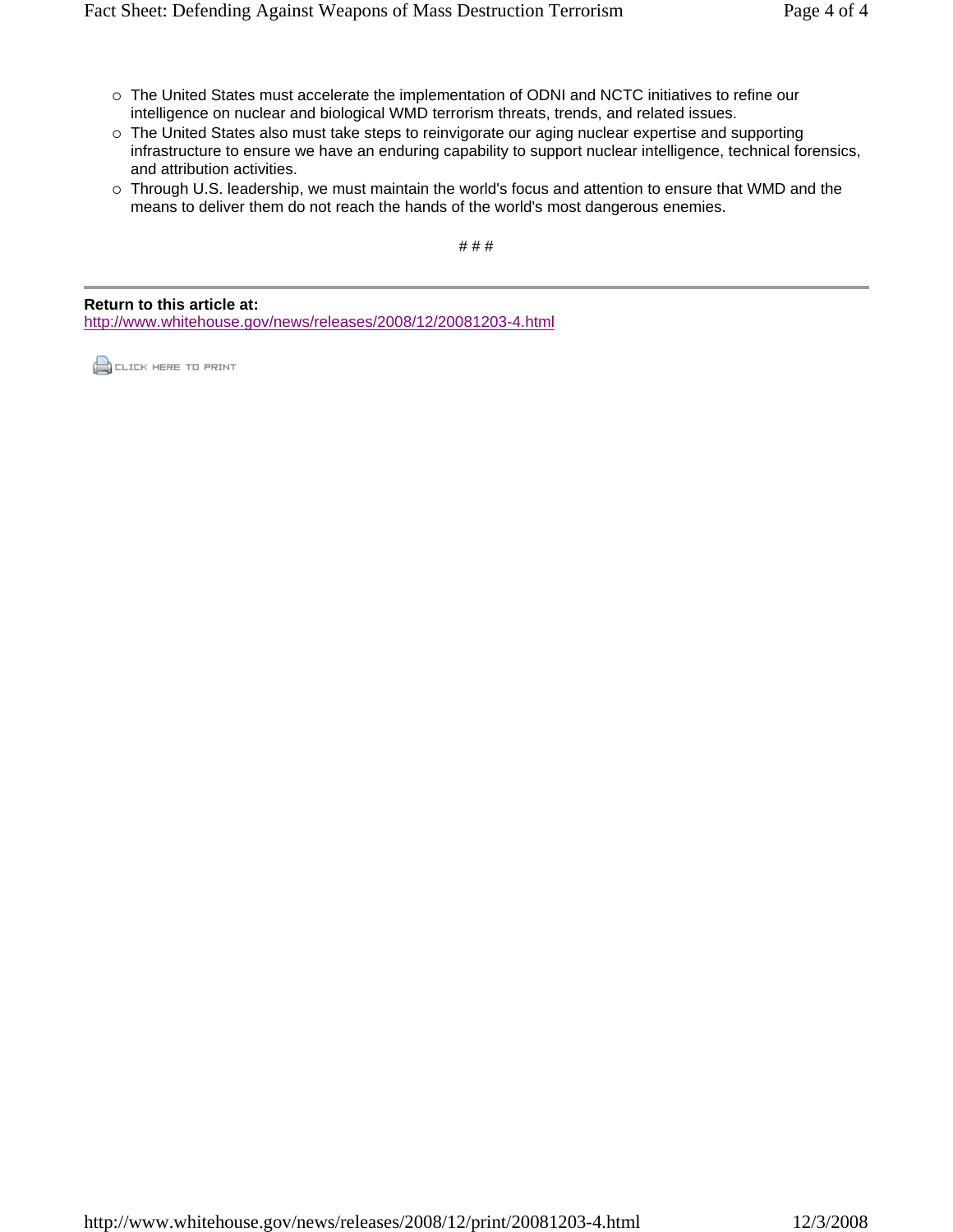- The United States must accelerate the implementation of ODNI and NCTC initiatives to refine our intelligence on nuclear and biological WMD terrorism threats, trends, and related issues.
- The United States also must take steps to reinvigorate our aging nuclear expertise and supporting infrastructure to ensure we have an enduring capability to support nuclear intelligence, technical forensics, and attribution activities.
- Through U.S. leadership, we must maintain the world's focus and attention to ensure that WMD and the means to deliver them do not reach the hands of the world's most dangerous enemies.

# # #

---

**Return to this article at:**
http://www.whitehouse.gov/news/releases/2008/12/20081203-4.html

CLICK HERE TO PRINT